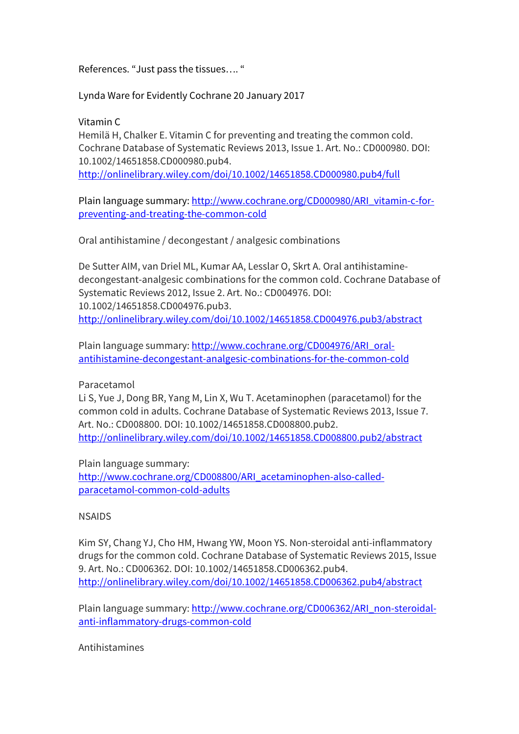References. "Just pass the tissues…. "

Lynda Ware for Evidently Cochrane 20 January 2017

Vitamin C

Hemilä H, Chalker E. Vitamin C for preventing and treating the common cold. Cochrane Database of Systematic Reviews 2013, Issue 1. Art. No.: CD000980. DOI: 10.1002/14651858.CD000980.pub4.
http://onlinelibrary.wiley.com/doi/10.1002/14651858.CD000980.pub4/full

Plain language summary: http://www.cochrane.org/CD000980/ARI_vitamin-c-for-preventing-and-treating-the-common-cold

Oral antihistamine / decongestant / analgesic combinations

De Sutter AIM, van Driel ML, Kumar AA, Lesslar O, Skrt A. Oral antihistamine-decongestant-analgesic combinations for the common cold. Cochrane Database of Systematic Reviews 2012, Issue 2. Art. No.: CD004976. DOI: 10.1002/14651858.CD004976.pub3.
http://onlinelibrary.wiley.com/doi/10.1002/14651858.CD004976.pub3/abstract

Plain language summary: http://www.cochrane.org/CD004976/ARI_oral-antihistamine-decongestant-analgesic-combinations-for-the-common-cold

Paracetamol

Li S, Yue J, Dong BR, Yang M, Lin X, Wu T. Acetaminophen (paracetamol) for the common cold in adults. Cochrane Database of Systematic Reviews 2013, Issue 7. Art. No.: CD008800. DOI: 10.1002/14651858.CD008800.pub2.
http://onlinelibrary.wiley.com/doi/10.1002/14651858.CD008800.pub2/abstract

Plain language summary:
http://www.cochrane.org/CD008800/ARI_acetaminophen-also-called-paracetamol-common-cold-adults

NSAIDS

Kim SY, Chang YJ, Cho HM, Hwang YW, Moon YS. Non-steroidal anti-inflammatory drugs for the common cold. Cochrane Database of Systematic Reviews 2015, Issue 9. Art. No.: CD006362. DOI: 10.1002/14651858.CD006362.pub4.
http://onlinelibrary.wiley.com/doi/10.1002/14651858.CD006362.pub4/abstract

Plain language summary: http://www.cochrane.org/CD006362/ARI_non-steroidal-anti-inflammatory-drugs-common-cold

Antihistamines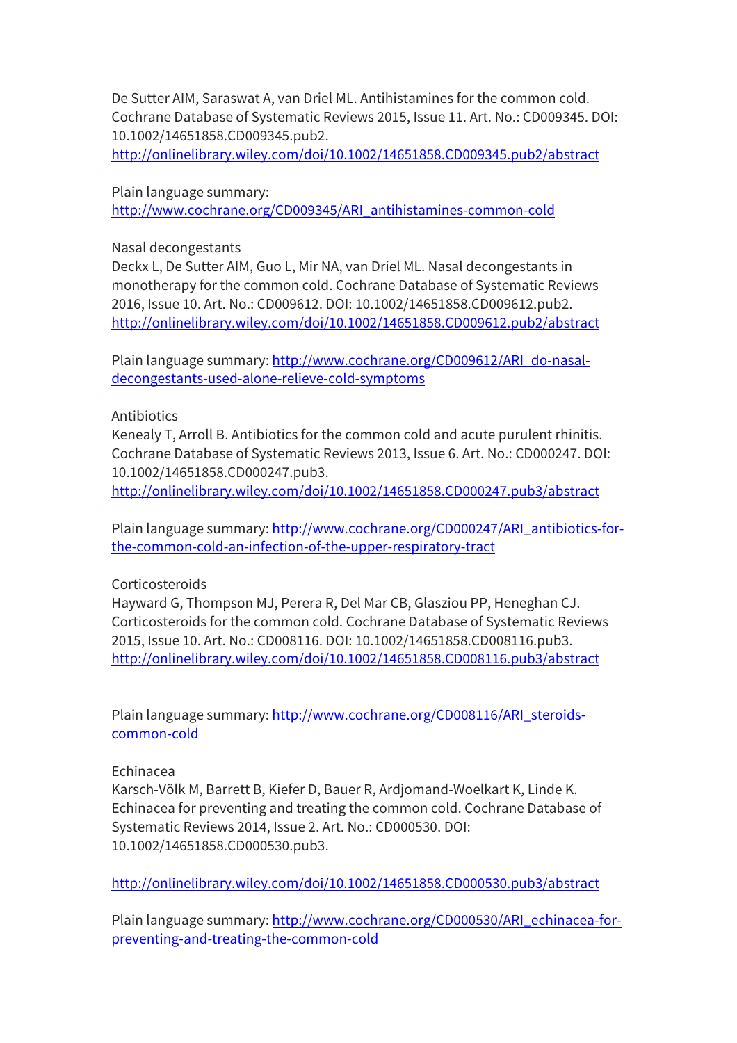De Sutter AIM, Saraswat A, van Driel ML. Antihistamines for the common cold. Cochrane Database of Systematic Reviews 2015, Issue 11. Art. No.: CD009345. DOI: 10.1002/14651858.CD009345.pub2.
http://onlinelibrary.wiley.com/doi/10.1002/14651858.CD009345.pub2/abstract

Plain language summary:
http://www.cochrane.org/CD009345/ARI_antihistamines-common-cold

Nasal decongestants

Deckx L, De Sutter AIM, Guo L, Mir NA, van Driel ML. Nasal decongestants in monotherapy for the common cold. Cochrane Database of Systematic Reviews 2016, Issue 10. Art. No.: CD009612. DOI: 10.1002/14651858.CD009612.pub2.
http://onlinelibrary.wiley.com/doi/10.1002/14651858.CD009612.pub2/abstract

Plain language summary: http://www.cochrane.org/CD009612/ARI_do-nasal-decongestants-used-alone-relieve-cold-symptoms

Antibiotics

Kenealy T, Arroll B. Antibiotics for the common cold and acute purulent rhinitis. Cochrane Database of Systematic Reviews 2013, Issue 6. Art. No.: CD000247. DOI: 10.1002/14651858.CD000247.pub3.
http://onlinelibrary.wiley.com/doi/10.1002/14651858.CD000247.pub3/abstract

Plain language summary: http://www.cochrane.org/CD000247/ARI_antibiotics-for-the-common-cold-an-infection-of-the-upper-respiratory-tract

Corticosteroids

Hayward G, Thompson MJ, Perera R, Del Mar CB, Glasziou PP, Heneghan CJ. Corticosteroids for the common cold. Cochrane Database of Systematic Reviews 2015, Issue 10. Art. No.: CD008116. DOI: 10.1002/14651858.CD008116.pub3.
http://onlinelibrary.wiley.com/doi/10.1002/14651858.CD008116.pub3/abstract

Plain language summary: http://www.cochrane.org/CD008116/ARI_steroids-common-cold

Echinacea

Karsch-Völk M, Barrett B, Kiefer D, Bauer R, Ardjomand-Woelkart K, Linde K. Echinacea for preventing and treating the common cold. Cochrane Database of Systematic Reviews 2014, Issue 2. Art. No.: CD000530. DOI: 10.1002/14651858.CD000530.pub3.

http://onlinelibrary.wiley.com/doi/10.1002/14651858.CD000530.pub3/abstract

Plain language summary: http://www.cochrane.org/CD000530/ARI_echinacea-for-preventing-and-treating-the-common-cold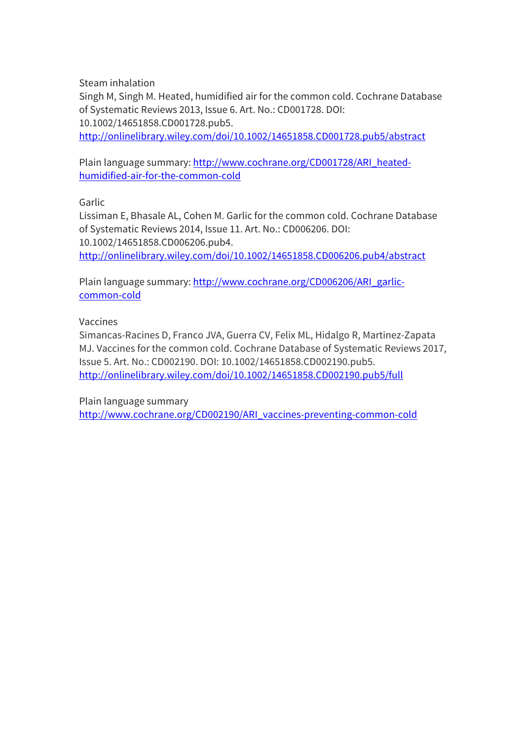Steam inhalation

Singh M, Singh M. Heated, humidified air for the common cold. Cochrane Database of Systematic Reviews 2013, Issue 6. Art. No.: CD001728. DOI: 10.1002/14651858.CD001728.pub5.
http://onlinelibrary.wiley.com/doi/10.1002/14651858.CD001728.pub5/abstract

Plain language summary: http://www.cochrane.org/CD001728/ARI_heated-humidified-air-for-the-common-cold

Garlic

Lissiman E, Bhasale AL, Cohen M. Garlic for the common cold. Cochrane Database of Systematic Reviews 2014, Issue 11. Art. No.: CD006206. DOI: 10.1002/14651858.CD006206.pub4.
http://onlinelibrary.wiley.com/doi/10.1002/14651858.CD006206.pub4/abstract

Plain language summary: http://www.cochrane.org/CD006206/ARI_garlic-common-cold

Vaccines

Simancas-Racines D, Franco JVA, Guerra CV, Felix ML, Hidalgo R, Martinez-Zapata MJ. Vaccines for the common cold. Cochrane Database of Systematic Reviews 2017, Issue 5. Art. No.: CD002190. DOI: 10.1002/14651858.CD002190.pub5.
http://onlinelibrary.wiley.com/doi/10.1002/14651858.CD002190.pub5/full

Plain language summary
http://www.cochrane.org/CD002190/ARI_vaccines-preventing-common-cold